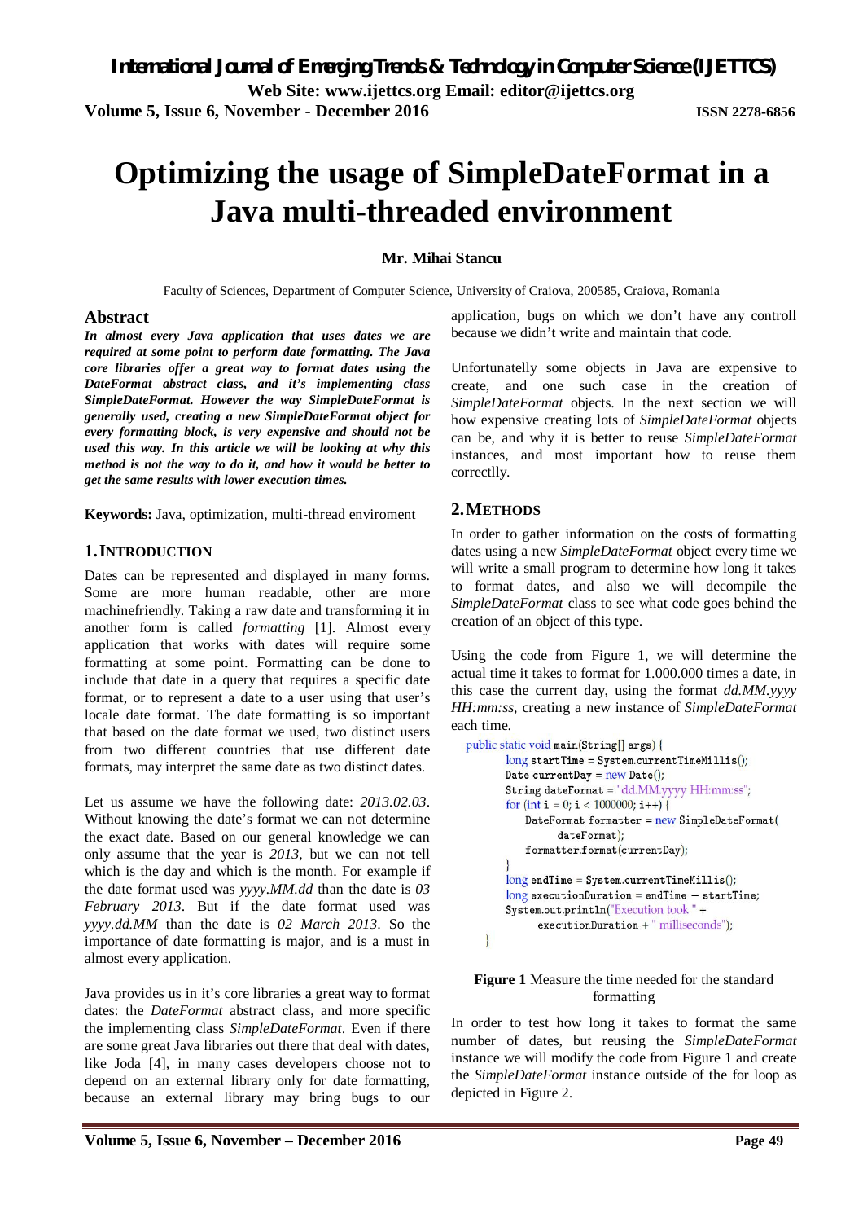# Optimizing the usage of SimpleDateFormat in a Java multi-threaded environment

**Mr. Mihai Stancu**

Faculty of Sciences, Department of Computer Science, University of Craiova, 200585, Craiova, Romania

## Abstract

***In almost every Java application that uses dates we are required at some point to perform date formatting. The Java core libraries offer a great way to format dates using the DateFormat abstract class, and it's implementing class SimpleDateFormat. However the way SimpleDateFormat is generally used, creating a new SimpleDateFormat object for every formatting block, is very expensive and should not be used this way. In this article we will be looking at why this method is not the way to do it, and how it would be better to get the same results with lower execution times.***

**Keywords:** Java, optimization, multi-thread enviroment

## 1. INTRODUCTION

Dates can be represented and displayed in many forms. Some are more human readable, other are more machinefriendly. Taking a raw date and transforming it in another form is called *formatting* [1]. Almost every application that works with dates will require some formatting at some point. Formatting can be done to include that date in a query that requires a specific date format, or to represent a date to a user using that user's locale date format. The date formatting is so important that based on the date format we used, two distinct users from two different countries that use different date formats, may interpret the same date as two distinct dates.

Let us assume we have the following date: *2013.02.03*. Without knowing the date's format we can not determine the exact date. Based on our general knowledge we can only assume that the year is *2013*, but we can not tell which is the day and which is the month. For example if the date format used was *yyyy.MM.dd* than the date is *03 February 2013*. But if the date format used was *yyyy.dd.MM* than the date is *02 March 2013*. So the importance of date formatting is major, and is a must in almost every application.

Java provides us in it's core libraries a great way to format dates: the *DateFormat* abstract class, and more specific the implementing class *SimpleDateFormat*. Even if there are some great Java libraries out there that deal with dates, like Joda [4], in many cases developers choose not to depend on an external library only for date formatting, because an external library may bring bugs to our application, bugs on which we don't have any controll because we didn't write and maintain that code.

Unfortunatelly some objects in Java are expensive to create, and one such case in the creation of *SimpleDateFormat* objects. In the next section we will how expensive creating lots of *SimpleDateFormat* objects can be, and why it is better to reuse *SimpleDateFormat* instances, and most important how to reuse them correctlly.

## 2. METHODS

In order to gather information on the costs of formatting dates using a new *SimpleDateFormat* object every time we will write a small program to determine how long it takes to format dates, and also we will decompile the *SimpleDateFormat* class to see what code goes behind the creation of an object of this type.

Using the code from Figure 1, we will determine the actual time it takes to format for 1.000.000 times a date, in this case the current day, using the format *dd.MM.yyyy HH:mm:ss*, creating a new instance of *SimpleDateFormat* each time.

```
public static void main(String[] args) {
        long startTime = System.currentTimeMillis();
        Date currentDay = new Date();
        String dateFormat = "dd.MM.yyyy HH:mm:ss";
        for (int i = 0; i < 1000000; i++) {
            DateFormat formatter = new SimpleDateFormat(
                    dateFormat);
            formatter.format(currentDay);
        }
        long endTime = System.currentTimeMillis();
        long executionDuration = endTime - startTime;
        System.out.println("Execution took " +
                executionDuration + " milliseconds");
    }
```

**Figure 1** Measure the time needed for the standard formatting

In order to test how long it takes to format the same number of dates, but reusing the *SimpleDateFormat* instance we will modify the code from Figure 1 and create the *SimpleDateFormat* instance outside of the for loop as depicted in Figure 2.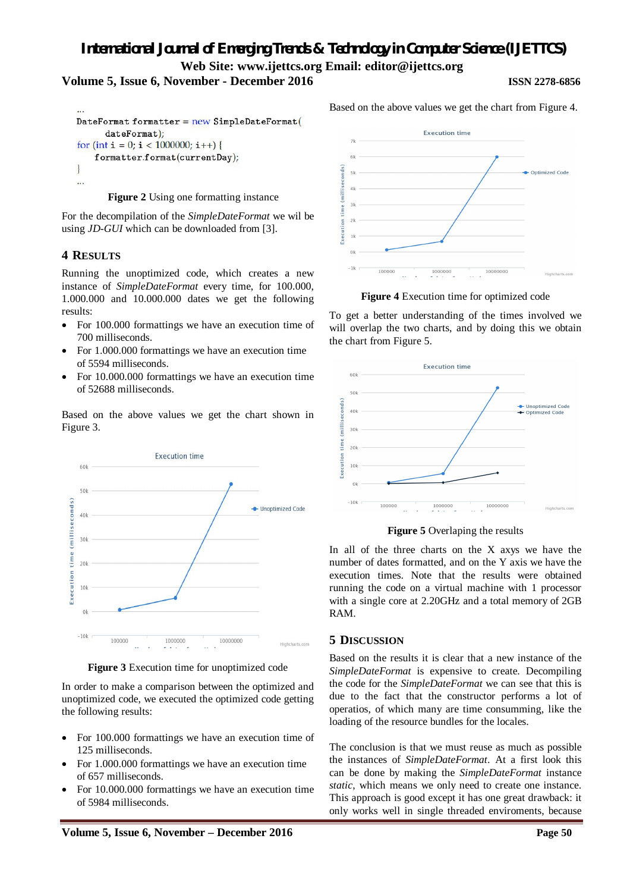```
...
DateFormat formatter = new SimpleDateFormat(
        dateFormat);
for (int i = 0; i < 1000000; i++) {
    formatter.format(currentDay);
}
...
```

**Figure 2** Using one formatting instance

For the decompilation of the *SimpleDateFormat* we wil be using *JD-GUI* which can be downloaded from [3].

## 4 RESULTS

Running the unoptimized code, which creates a new instance of *SimpleDateFormat* every time, for 100.000, 1.000.000 and 10.000.000 dates we get the following results:

- For 100.000 formattings we have an execution time of 700 milliseconds.
- For 1.000.000 formattings we have an execution time of 5594 milliseconds.
- For 10.000.000 formattings we have an execution time of 52688 milliseconds.

Based on the above values we get the chart shown in Figure 3.

**Figure 3** Execution time for unoptimized code

In order to make a comparison between the optimized and unoptimized code, we executed the optimized code getting the following results:

- For 100.000 formattings we have an execution time of 125 milliseconds.
- For 1.000.000 formattings we have an execution time of 657 milliseconds.
- For 10.000.000 formattings we have an execution time of 5984 milliseconds.

Based on the above values we get the chart from Figure 4.

**Figure 4** Execution time for optimized code

To get a better understanding of the times involved we will overlap the two charts, and by doing this we obtain the chart from Figure 5.

**Figure 5** Overlaping the results

In all of the three charts on the X axys we have the number of dates formatted, and on the Y axis we have the execution times. Note that the results were obtained running the code on a virtual machine with 1 processor with a single core at 2.20GHz and a total memory of 2GB RAM.

## 5 DISCUSSION

Based on the results it is clear that a new instance of the *SimpleDateFormat* is expensive to create. Decompiling the code for the *SimpleDateFormat* we can see that this is due to the fact that the constructor performs a lot of operatios, of which many are time consumming, like the loading of the resource bundles for the locales.

The conclusion is that we must reuse as much as possible the instances of *SimpleDateFormat*. At a first look this can be done by making the *SimpleDateFormat* instance *static*, which means we only need to create one instance. This approach is good except it has one great drawback: it only works well in single threaded enviroments, because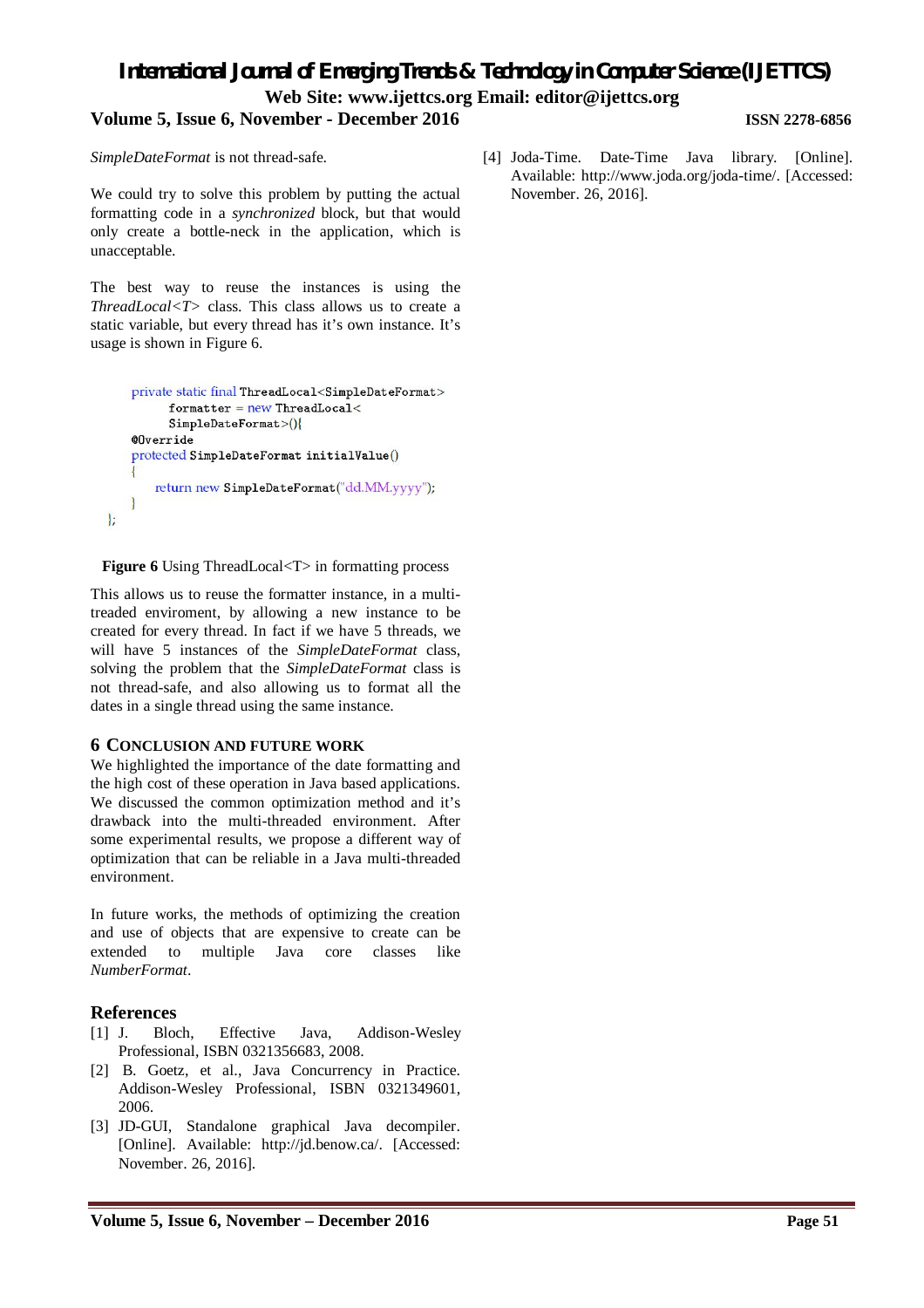*SimpleDateFormat* is not thread-safe.

We could try to solve this problem by putting the actual formatting code in a *synchronized* block, but that would only create a bottle-neck in the application, which is unacceptable.

The best way to reuse the instances is using the *ThreadLocal<T>* class. This class allows us to create a static variable, but every thread has it's own instance. It's usage is shown in Figure 6.

```
    private static final ThreadLocal<SimpleDateFormat>
          formatter = new ThreadLocal<
          SimpleDateFormat>(){
    @Override
    protected SimpleDateFormat initialValue()
    {
        return new SimpleDateFormat("dd.MM.yyyy");
    }
};
```

**Figure 6** Using ThreadLocal<T> in formatting process

This allows us to reuse the formatter instance, in a multi-treaded enviroment, by allowing a new instance to be created for every thread. In fact if we have 5 threads, we will have 5 instances of the *SimpleDateFormat* class, solving the problem that the *SimpleDateFormat* class is not thread-safe, and also allowing us to format all the dates in a single thread using the same instance.

## 6 CONCLUSION AND FUTURE WORK

We highlighted the importance of the date formatting and the high cost of these operation in Java based applications. We discussed the common optimization method and it's drawback into the multi-threaded environment. After some experimental results, we propose a different way of optimization that can be reliable in a Java multi-threaded environment.

In future works, the methods of optimizing the creation and use of objects that are expensive to create can be extended to multiple Java core classes like *NumberFormat*.

## References

[1] J. Bloch, Effective Java, Addison-Wesley Professional, ISBN 0321356683, 2008.

[2] B. Goetz, et al., Java Concurrency in Practice. Addison-Wesley Professional, ISBN 0321349601, 2006.

[3] JD-GUI, Standalone graphical Java decompiler. [Online]. Available: http://jd.benow.ca/. [Accessed: November. 26, 2016].

[4] Joda-Time. Date-Time Java library. [Online]. Available: http://www.joda.org/joda-time/. [Accessed: November. 26, 2016].